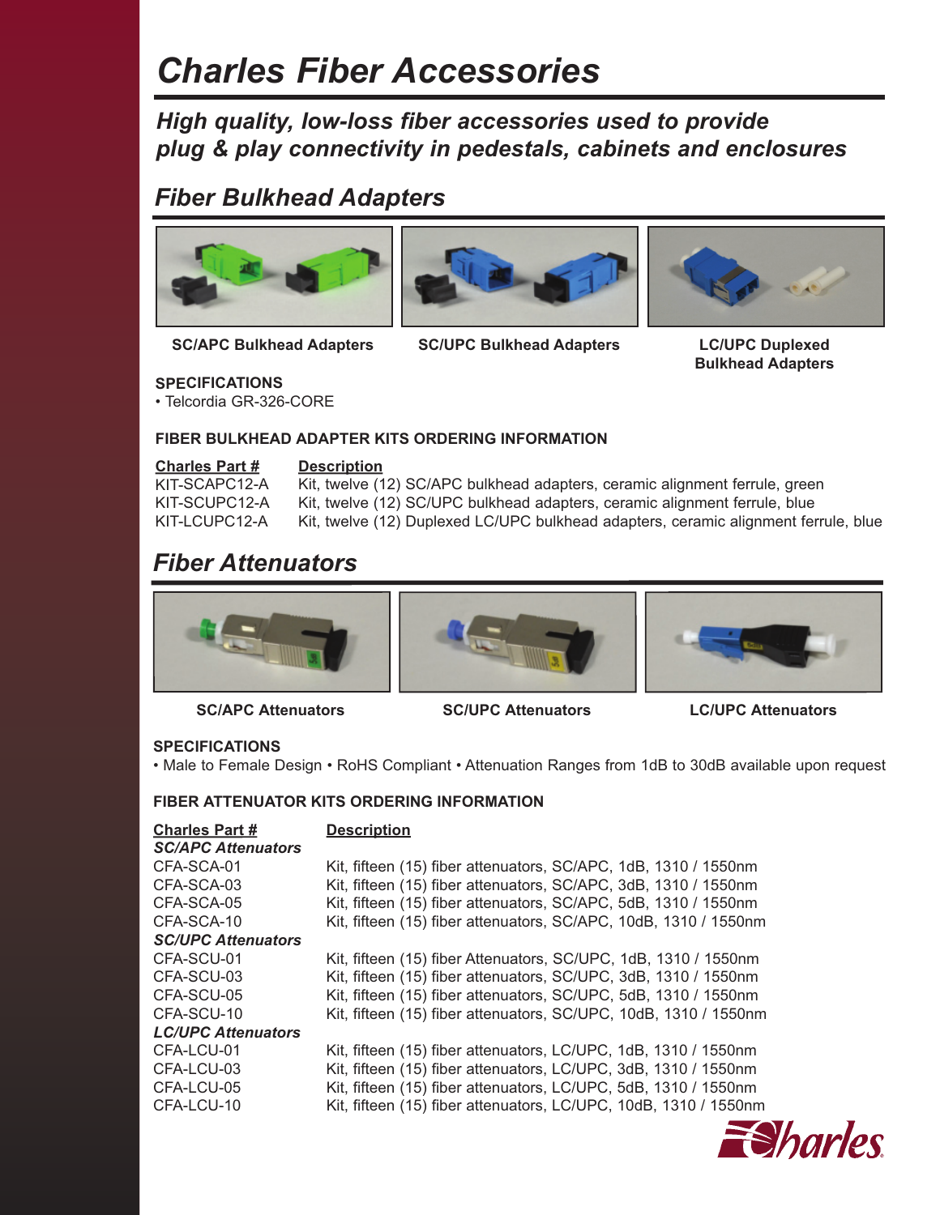# Charles Fiber Accessories

## *High quality, low-loss fiber accessories used to provide plug & play connectivity in pedestals, cabinets and enclosures*

## *Fiber Bulkhead Adapters*

**SC/APC Bulkhead Adapters**

**SC/UPC Bulkhead Adapters**

**LC/UPC Duplexed Bulkhead Adapters**

**SPECIFICATIONS**

- Telcordia GR-326-CORE

**FIBER BULKHEAD ADAPTER KITS ORDERING INFORMATION**

| Charles Part # | Description |
|---|---|
| KIT-SCAPC12-A | Kit, twelve (12) SC/APC bulkhead adapters, ceramic alignment ferrule, green |
| KIT-SCUPC12-A | Kit, twelve (12) SC/UPC bulkhead adapters, ceramic alignment ferrule, blue |
| KIT-LCUPC12-A | Kit, twelve (12) Duplexed LC/UPC bulkhead adapters, ceramic alignment ferrule, blue |

## *Fiber Attenuators*

**SC/APC Attenuators**

**SC/UPC Attenuators**

**LC/UPC Attenuators**

**SPECIFICATIONS**

• Male to Female Design • RoHS Compliant • Attenuation Ranges from 1dB to 30dB available upon request

**FIBER ATTENUATOR KITS ORDERING INFORMATION**

| Charles Part # | Description |
|---|---|
| ***SC/APC Attenuators*** | |
| CFA-SCA-01 | Kit, fifteen (15) fiber attenuators, SC/APC, 1dB, 1310 / 1550nm |
| CFA-SCA-03 | Kit, fifteen (15) fiber attenuators, SC/APC, 3dB, 1310 / 1550nm |
| CFA-SCA-05 | Kit, fifteen (15) fiber attenuators, SC/APC, 5dB, 1310 / 1550nm |
| CFA-SCA-10 | Kit, fifteen (15) fiber attenuators, SC/APC, 10dB, 1310 / 1550nm |
| ***SC/UPC Attenuators*** | |
| CFA-SCU-01 | Kit, fifteen (15) fiber Attenuators, SC/UPC, 1dB, 1310 / 1550nm |
| CFA-SCU-03 | Kit, fifteen (15) fiber attenuators, SC/UPC, 3dB, 1310 / 1550nm |
| CFA-SCU-05 | Kit, fifteen (15) fiber attenuators, SC/UPC, 5dB, 1310 / 1550nm |
| CFA-SCU-10 | Kit, fifteen (15) fiber attenuators, SC/UPC, 10dB, 1310 / 1550nm |
| ***LC/UPC Attenuators*** | |
| CFA-LCU-01 | Kit, fifteen (15) fiber attenuators, LC/UPC, 1dB, 1310 / 1550nm |
| CFA-LCU-03 | Kit, fifteen (15) fiber attenuators, LC/UPC, 3dB, 1310 / 1550nm |
| CFA-LCU-05 | Kit, fifteen (15) fiber attenuators, LC/UPC, 5dB, 1310 / 1550nm |
| CFA-LCU-10 | Kit, fifteen (15) fiber attenuators, LC/UPC, 10dB, 1310 / 1550nm |

Charles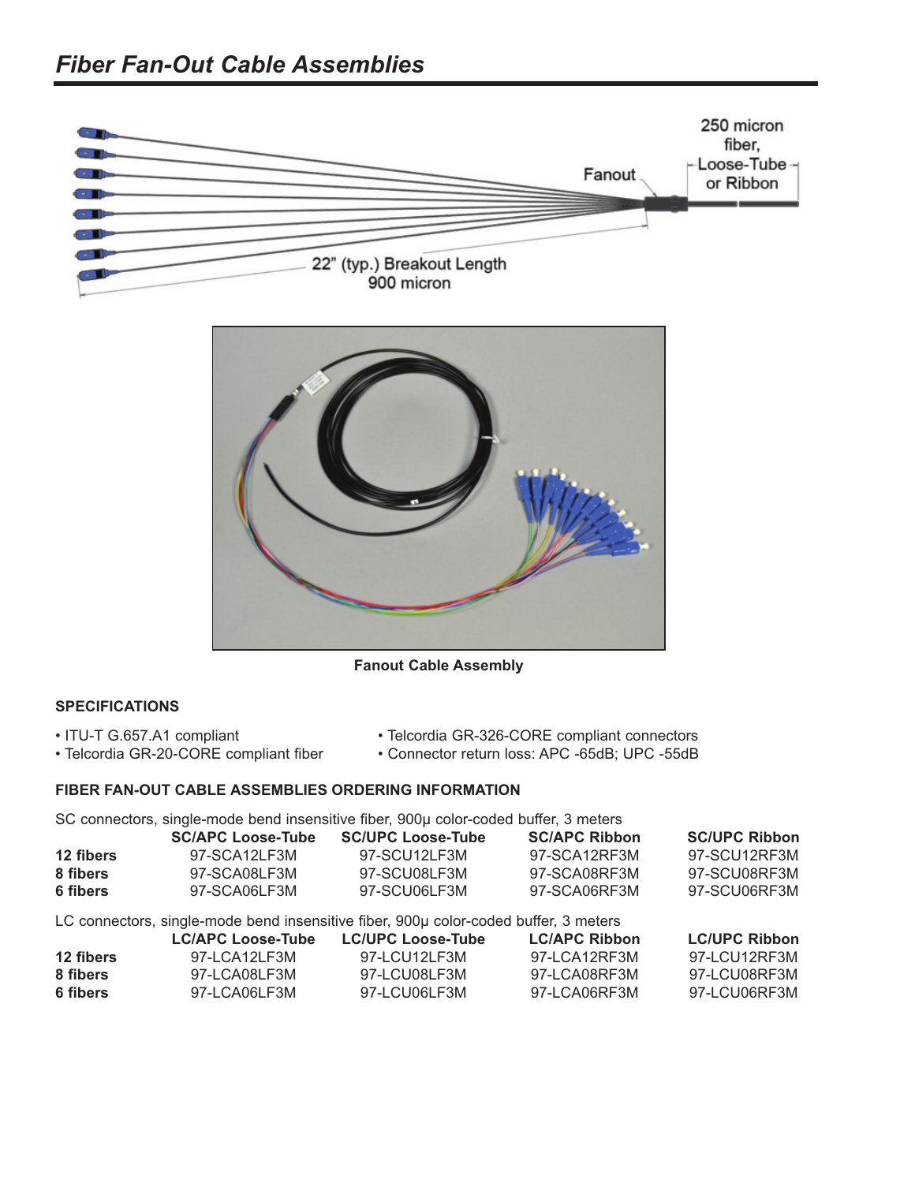# Fiber Fan-Out Cable Assemblies

250 micron fiber, Loose-Tube or Ribbon

Fanout

22" (typ.) Breakout Length
900 micron

**Fanout Cable Assembly**

### SPECIFICATIONS

- ITU-T G.657.A1 compliant
- Telcordia GR-20-CORE compliant fiber
- Telcordia GR-326-CORE compliant connectors
- Connector return loss: APC -65dB; UPC -55dB

### FIBER FAN-OUT CABLE ASSEMBLIES ORDERING INFORMATION

SC connectors, single-mode bend insensitive fiber, 900μ color-coded buffer, 3 meters

| | SC/APC Loose-Tube | SC/UPC Loose-Tube | SC/APC Ribbon | SC/UPC Ribbon |
|---|---|---|---|---|
| **12 fibers** | 97-SCA12LF3M | 97-SCU12LF3M | 97-SCA12RF3M | 97-SCU12RF3M |
| **8 fibers** | 97-SCA08LF3M | 97-SCU08LF3M | 97-SCA08RF3M | 97-SCU08RF3M |
| **6 fibers** | 97-SCA06LF3M | 97-SCU06LF3M | 97-SCA06RF3M | 97-SCU06RF3M |

LC connectors, single-mode bend insensitive fiber, 900μ color-coded buffer, 3 meters

| | LC/APC Loose-Tube | LC/UPC Loose-Tube | LC/APC Ribbon | LC/UPC Ribbon |
|---|---|---|---|---|
| **12 fibers** | 97-LCA12LF3M | 97-LCU12LF3M | 97-LCA12RF3M | 97-LCU12RF3M |
| **8 fibers** | 97-LCA08LF3M | 97-LCU08LF3M | 97-LCA08RF3M | 97-LCU08RF3M |
| **6 fibers** | 97-LCA06LF3M | 97-LCU06LF3M | 97-LCA06RF3M | 97-LCU06RF3M |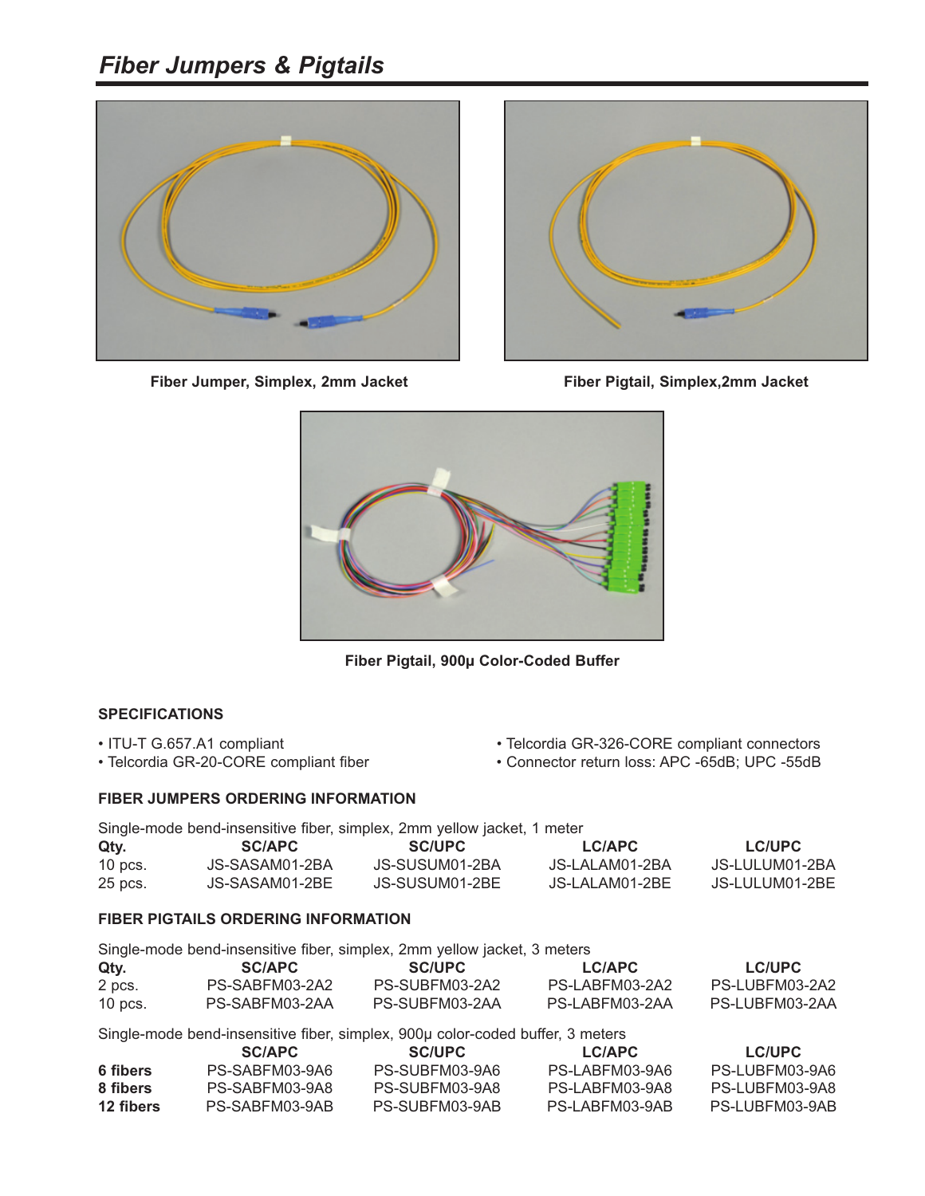# Fiber Jumpers & Pigtails

Fiber Jumper, Simplex, 2mm Jacket

Fiber Pigtail, Simplex,2mm Jacket

Fiber Pigtail, 900μ Color-Coded Buffer

## SPECIFICATIONS

- ITU-T G.657.A1 compliant
- Telcordia GR-20-CORE compliant fiber
- Telcordia GR-326-CORE compliant connectors
- Connector return loss: APC -65dB; UPC -55dB

## FIBER JUMPERS ORDERING INFORMATION

Single-mode bend-insensitive fiber, simplex, 2mm yellow jacket, 1 meter

| Qty. | SC/APC | SC/UPC | LC/APC | LC/UPC |
|---|---|---|---|---|
| 10 pcs. | JS-SASAM01-2BA | JS-SUSUM01-2BA | JS-LALAM01-2BA | JS-LULUM01-2BA |
| 25 pcs. | JS-SASAM01-2BE | JS-SUSUM01-2BE | JS-LALAM01-2BE | JS-LULUM01-2BE |

## FIBER PIGTAILS ORDERING INFORMATION

Single-mode bend-insensitive fiber, simplex, 2mm yellow jacket, 3 meters

| Qty. | SC/APC | SC/UPC | LC/APC | LC/UPC |
|---|---|---|---|---|
| 2 pcs. | PS-SABFM03-2A2 | PS-SUBFM03-2A2 | PS-LABFM03-2A2 | PS-LUBFM03-2A2 |
| 10 pcs. | PS-SABFM03-2AA | PS-SUBFM03-2AA | PS-LABFM03-2AA | PS-LUBFM03-2AA |

Single-mode bend-insensitive fiber, simplex, 900μ color-coded buffer, 3 meters

| | SC/APC | SC/UPC | LC/APC | LC/UPC |
|---|---|---|---|---|
| **6 fibers** | PS-SABFM03-9A6 | PS-SUBFM03-9A6 | PS-LABFM03-9A6 | PS-LUBFM03-9A6 |
| **8 fibers** | PS-SABFM03-9A8 | PS-SUBFM03-9A8 | PS-LABFM03-9A8 | PS-LUBFM03-9A8 |
| **12 fibers** | PS-SABFM03-9AB | PS-SUBFM03-9AB | PS-LABFM03-9AB | PS-LUBFM03-9AB |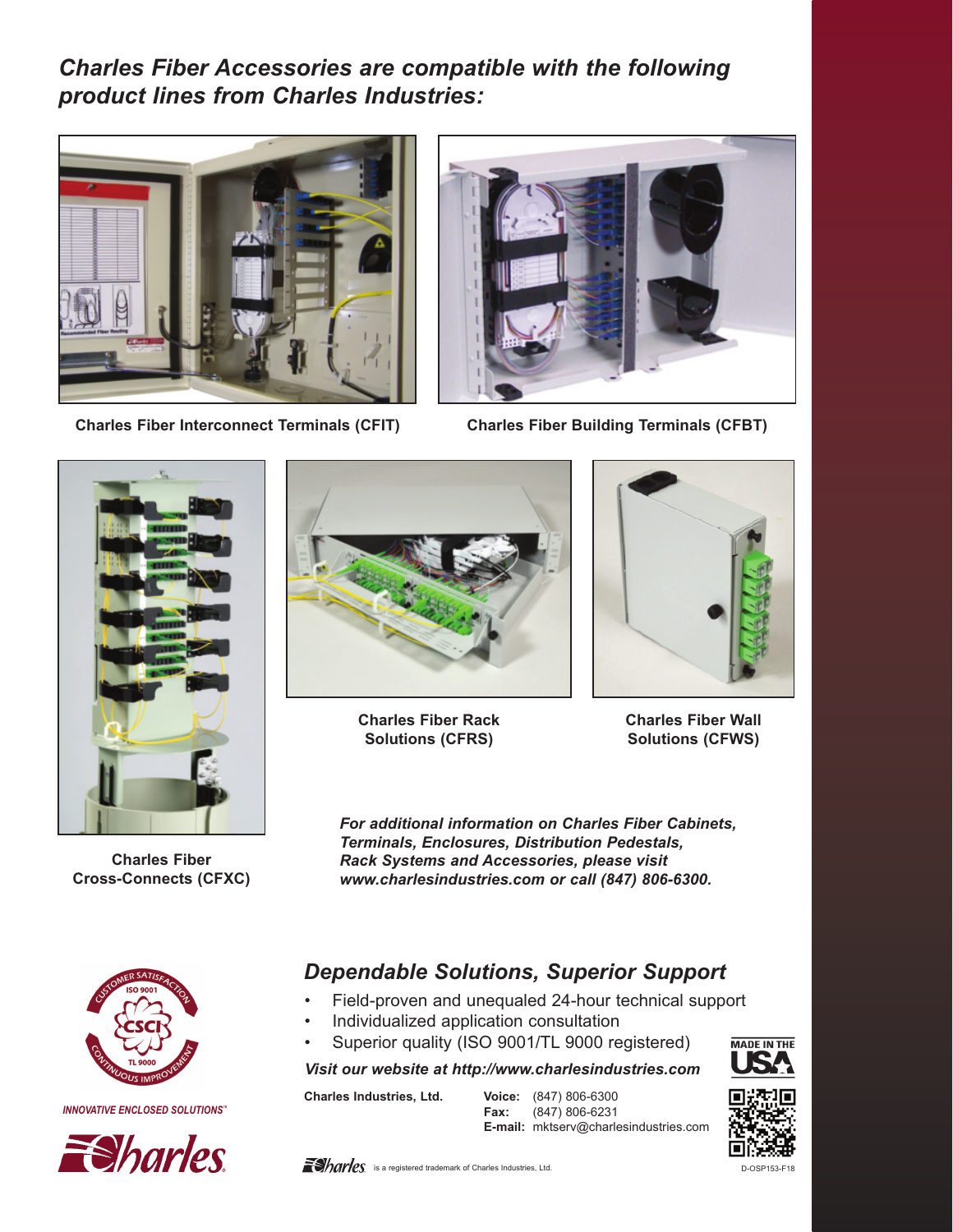## *Charles Fiber Accessories are compatible with the following product lines from Charles Industries:*

**Charles Fiber Interconnect Terminals (CFIT)**

**Charles Fiber Building Terminals (CFBT)**

**Charles Fiber Cross-Connects (CFXC)**

**Charles Fiber Rack Solutions (CFRS)**

**Charles Fiber Wall Solutions (CFWS)**

***For additional information on Charles Fiber Cabinets, Terminals, Enclosures, Distribution Pedestals, Rack Systems and Accessories, please visit www.charlesindustries.com or call (847) 806-6300.***

## *Dependable Solutions, Superior Support*

- Field-proven and unequaled 24-hour technical support
- Individualized application consultation
- Superior quality (ISO 9001/TL 9000 registered)

***Visit our website at http://www.charlesindustries.com***

**Charles Industries, Ltd.**

**Voice:** (847) 806-6300
**Fax:** (847) 806-6231
**E-mail:** mktserv@charlesindustries.com

*INNOVATIVE ENCLOSED SOLUTIONS*™

Charles is a registered trademark of Charles Industries, Ltd.

D-OSP153-F18